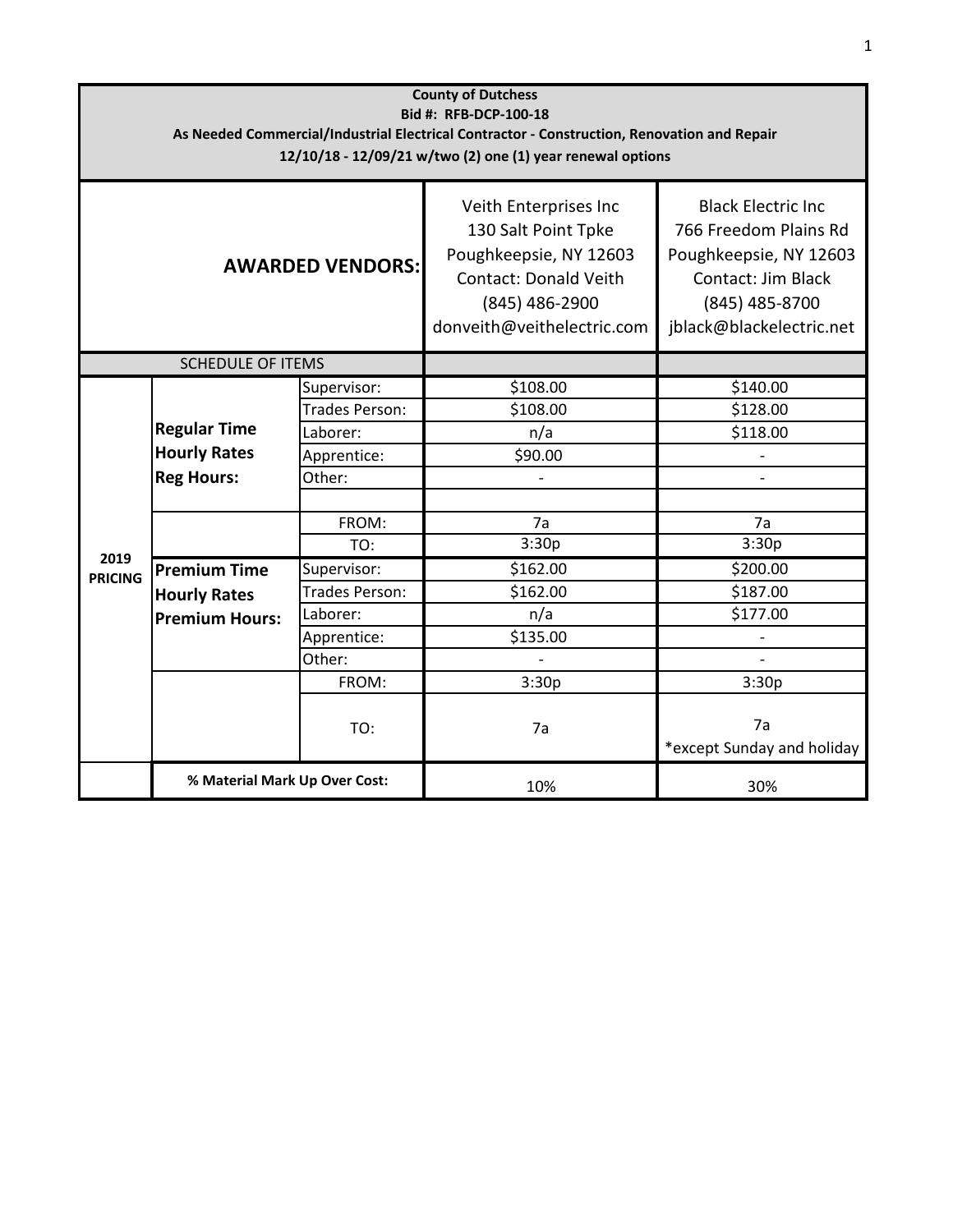**County of Dutchess**
**Bid #: RFB-DCP-100-18**
**As Needed Commercial/Industrial Electrical Contractor - Construction, Renovation and Repair**
**12/10/18 - 12/09/21 w/two (2) one (1) year renewal options**

| | | | | |
|---|---|---|---|---|
| **AWARDED VENDORS:** | | | Veith Enterprises Inc<br>130 Salt Point Tpke<br>Poughkeepsie, NY 12603<br>Contact: Donald Veith<br>(845) 486-2900<br>donveith@veithelectric.com | Black Electric Inc<br>766 Freedom Plains Rd<br>Poughkeepsie, NY 12603<br>Contact: Jim Black<br>(845) 485-8700<br>jblack@blackelectric.net |
| SCHEDULE OF ITEMS | | | | |
| **2019 PRICING** | **Regular Time Hourly Rates Reg Hours:** | Supervisor: | $108.00 | $140.00 |
| | | Trades Person: | $108.00 | $128.00 |
| | | Laborer: | n/a | $118.00 |
| | | Apprentice: | $90.00 | - |
| | | Other: | - | - |
| | | | | |
| | | FROM: | 7a | 7a |
| | | TO: | 3:30p | 3:30p |
| | **Premium Time Hourly Rates Premium Hours:** | Supervisor: | $162.00 | $200.00 |
| | | Trades Person: | $162.00 | $187.00 |
| | | Laborer: | n/a | $177.00 |
| | | Apprentice: | $135.00 | - |
| | | Other: | - | - |
| | | FROM: | 3:30p | 3:30p |
| | | TO: | 7a | 7a<br>*except Sunday and holiday |
| | **% Material Mark Up Over Cost:** | | 10% | 30% |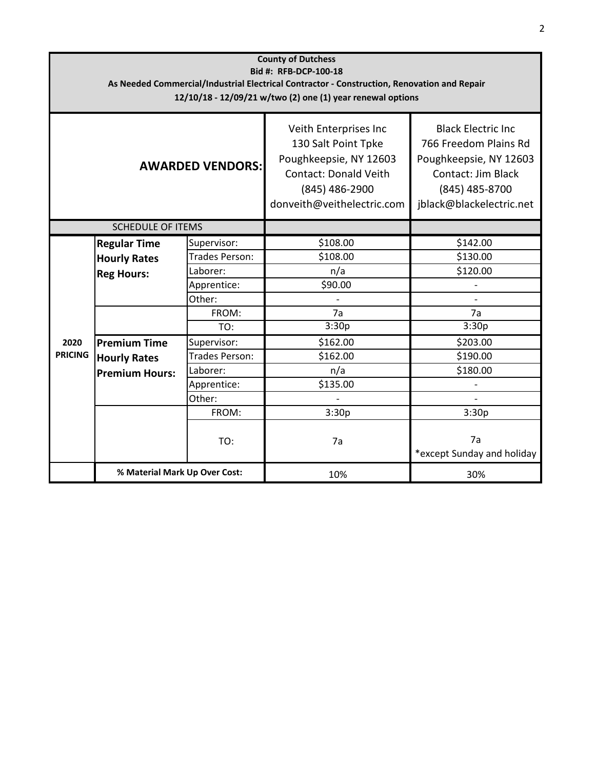**County of Dutchess**
**Bid #: RFB-DCP-100-18**
**As Needed Commercial/Industrial Electrical Contractor - Construction, Renovation and Repair**
**12/10/18 - 12/09/21 w/two (2) one (1) year renewal options**

| | | **AWARDED VENDORS:** | Veith Enterprises Inc<br>130 Salt Point Tpke<br>Poughkeepsie, NY 12603<br>Contact: Donald Veith<br>(845) 486-2900<br>donveith@veithelectric.com | Black Electric Inc<br>766 Freedom Plains Rd<br>Poughkeepsie, NY 12603<br>Contact: Jim Black<br>(845) 485-8700<br>jblack@blackelectric.net |
|---|---|---|---|---|
| SCHEDULE OF ITEMS | | | | |
| **2020 PRICING** | **Regular Time Hourly Rates Reg Hours:** | Supervisor: | $108.00 | $142.00 |
| | | Trades Person: | $108.00 | $130.00 |
| | | Laborer: | n/a | $120.00 |
| | | Apprentice: | $90.00 | - |
| | | Other: | - | - |
| | | FROM: | 7a | 7a |
| | | TO: | 3:30p | 3:30p |
| | **Premium Time Hourly Rates Premium Hours:** | Supervisor: | $162.00 | $203.00 |
| | | Trades Person: | $162.00 | $190.00 |
| | | Laborer: | n/a | $180.00 |
| | | Apprentice: | $135.00 | - |
| | | Other: | - | - |
| | | FROM: | 3:30p | 3:30p |
| | | TO: | 7a | 7a<br>*except Sunday and holiday |
| | **% Material Mark Up Over Cost:** | | 10% | 30% |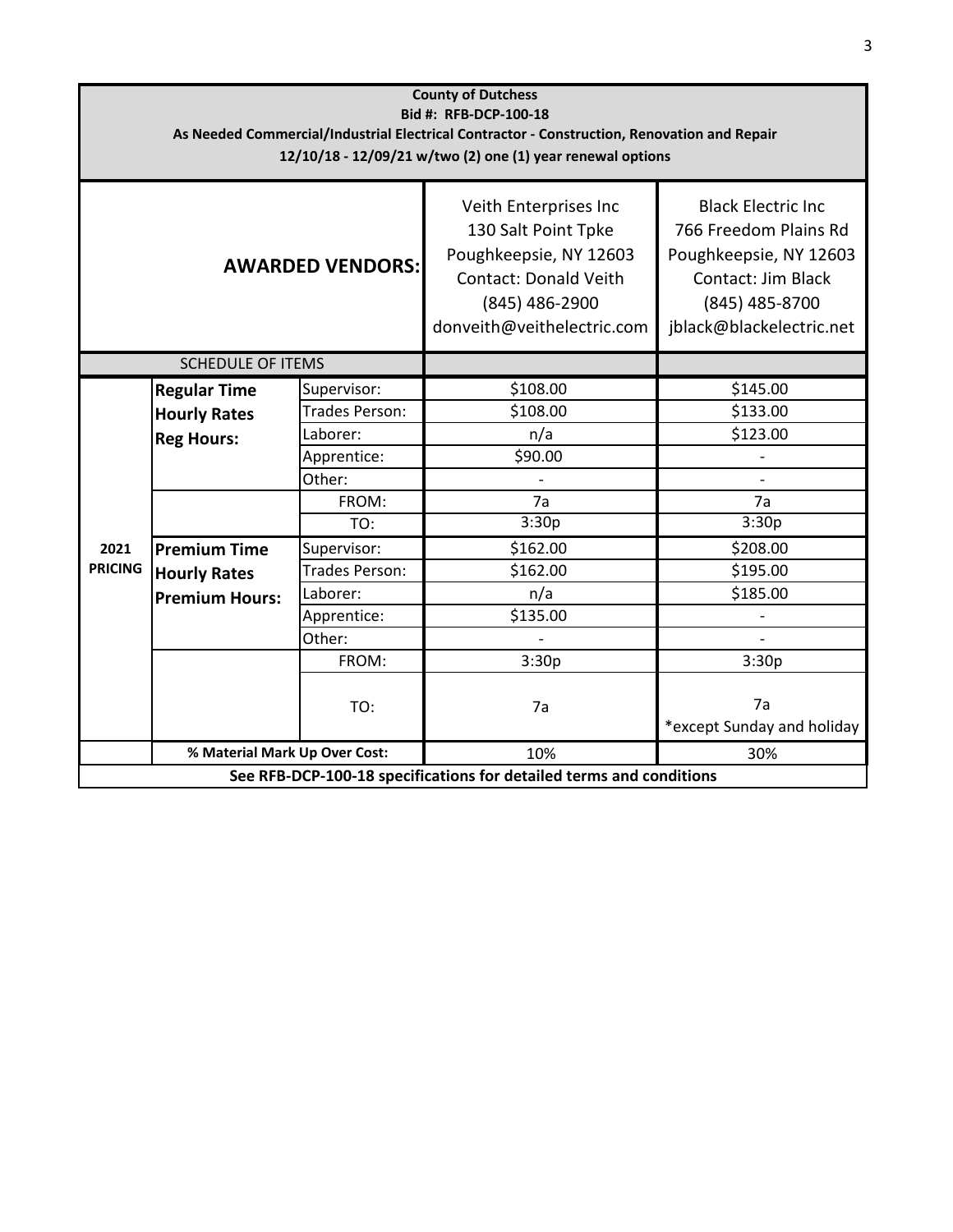**County of Dutchess**
**Bid #: RFB-DCP-100-18**
**As Needed Commercial/Industrial Electrical Contractor - Construction, Renovation and Repair**
**12/10/18 - 12/09/21 w/two (2) one (1) year renewal options**

| | | | | |
|---|---|---|---|---|
| **AWARDED VENDORS:** | | | Veith Enterprises Inc<br>130 Salt Point Tpke<br>Poughkeepsie, NY 12603<br>Contact: Donald Veith<br>(845) 486-2900<br>donveith@veithelectric.com | Black Electric Inc<br>766 Freedom Plains Rd<br>Poughkeepsie, NY 12603<br>Contact: Jim Black<br>(845) 485-8700<br>jblack@blackelectric.net |
| SCHEDULE OF ITEMS | | | | |
| **2021 PRICING** | **Regular Time Hourly Rates Reg Hours:** | Supervisor: | $108.00 | $145.00 |
| | | Trades Person: | $108.00 | $133.00 |
| | | Laborer: | n/a | $123.00 |
| | | Apprentice: | $90.00 | - |
| | | Other: | - | - |
| | | FROM: | 7a | 7a |
| | | TO: | 3:30p | 3:30p |
| | **Premium Time Hourly Rates Premium Hours:** | Supervisor: | $162.00 | $208.00 |
| | | Trades Person: | $162.00 | $195.00 |
| | | Laborer: | n/a | $185.00 |
| | | Apprentice: | $135.00 | - |
| | | Other: | - | - |
| | | FROM: | 3:30p | 3:30p |
| | | TO: | 7a | 7a<br>*except Sunday and holiday |
| | **% Material Mark Up Over Cost:** | | 10% | 30% |

**See RFB-DCP-100-18 specifications for detailed terms and conditions**